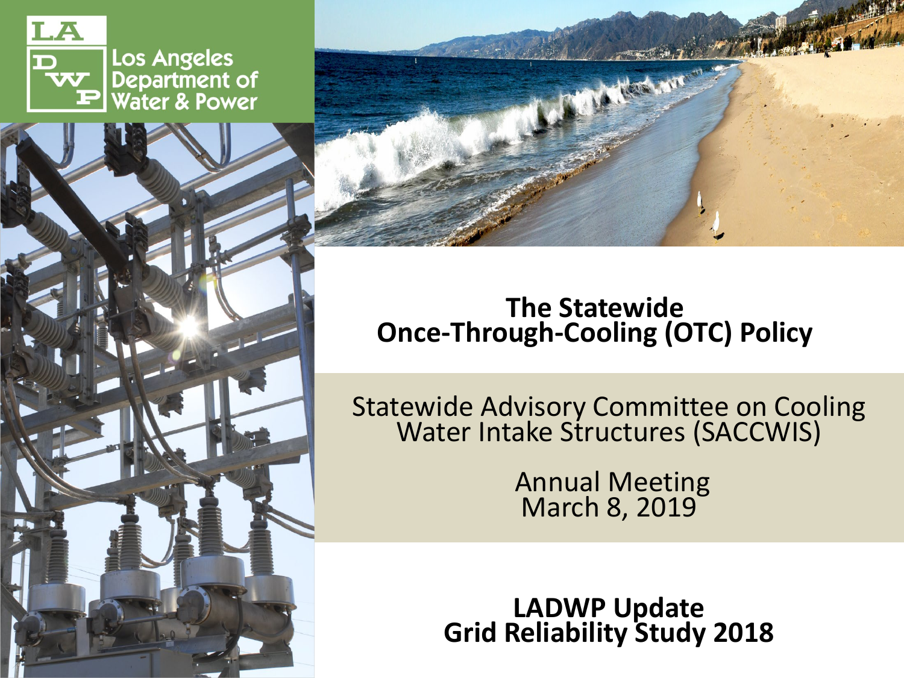LA DWP

Los Angeles Department of Water & Power

# The Statewide Once-Through-Cooling (OTC) Policy

Statewide Advisory Committee on Cooling Water Intake Structures (SACCWIS)

Annual Meeting
March 8, 2019

## LADWP Update
## Grid Reliability Study 2018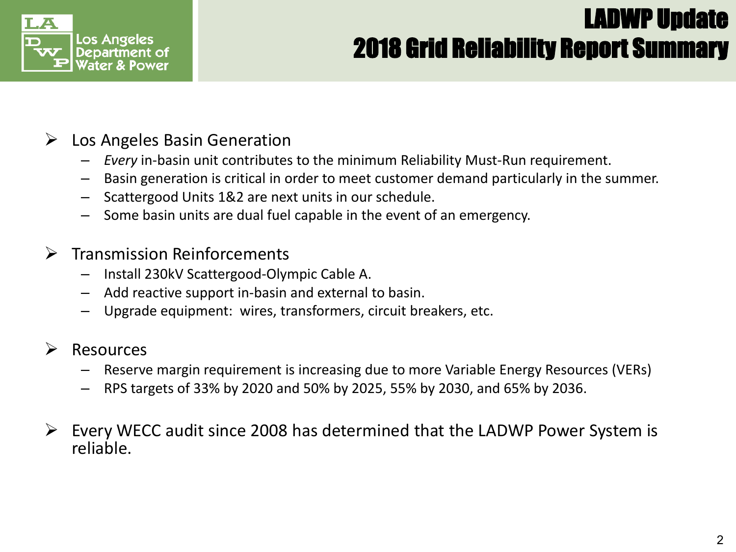# LADWP Update
## 2018 Grid Reliability Report Summary

Los Angeles Department of Water & Power

- Los Angeles Basin Generation
  - *Every* in-basin unit contributes to the minimum Reliability Must-Run requirement.
  - Basin generation is critical in order to meet customer demand particularly in the summer.
  - Scattergood Units 1&2 are next units in our schedule.
  - Some basin units are dual fuel capable in the event of an emergency.

- Transmission Reinforcements
  - Install 230kV Scattergood-Olympic Cable A.
  - Add reactive support in-basin and external to basin.
  - Upgrade equipment: wires, transformers, circuit breakers, etc.

- Resources
  - Reserve margin requirement is increasing due to more Variable Energy Resources (VERs)
  - RPS targets of 33% by 2020 and 50% by 2025, 55% by 2030, and 65% by 2036.

- Every WECC audit since 2008 has determined that the LADWP Power System is reliable.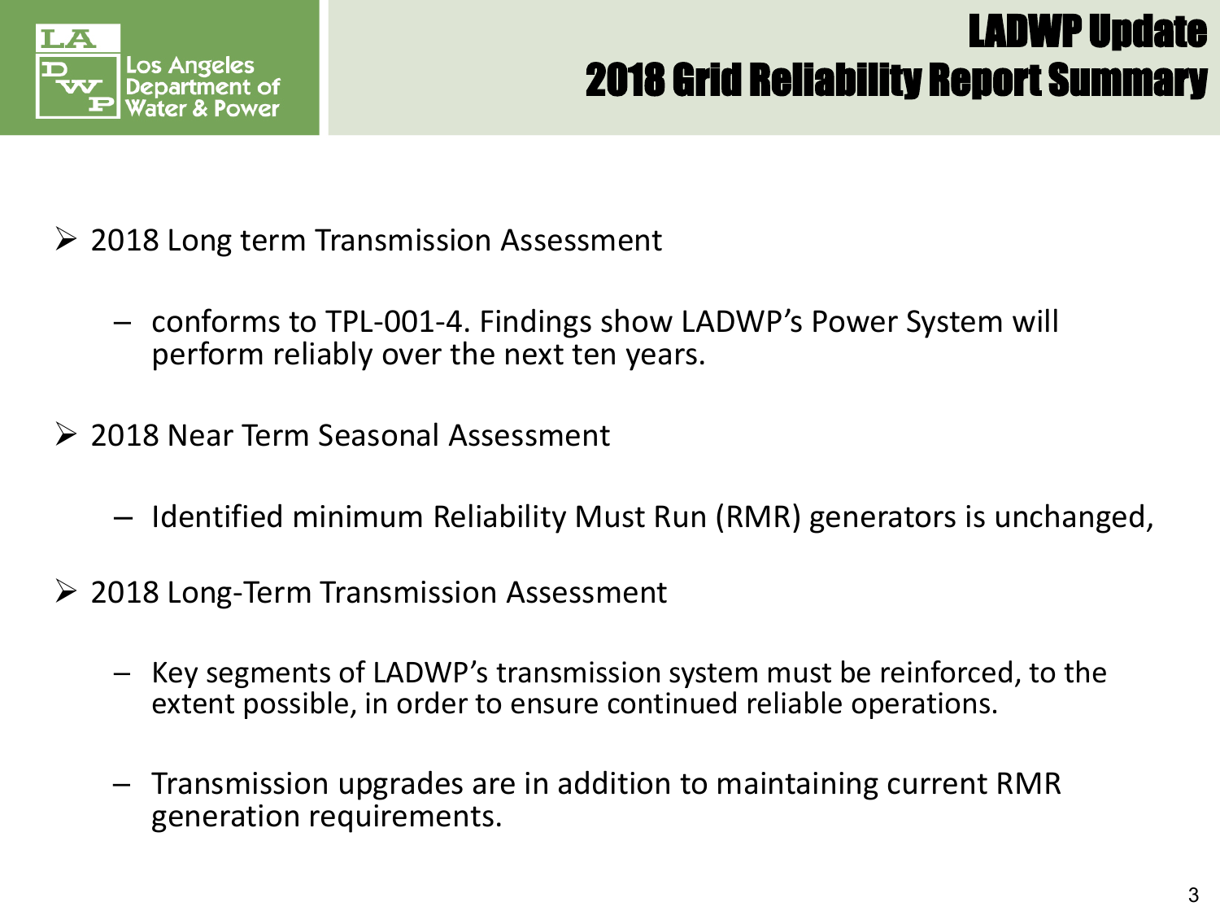# LADWP Update
## 2018 Grid Reliability Report Summary

- 2018 Long term Transmission Assessment
  - conforms to TPL-001-4. Findings show LADWP's Power System will perform reliably over the next ten years.
- 2018 Near Term Seasonal Assessment
  - Identified minimum Reliability Must Run (RMR) generators is unchanged,
- 2018 Long-Term Transmission Assessment
  - Key segments of LADWP's transmission system must be reinforced, to the extent possible, in order to ensure continued reliable operations.
  - Transmission upgrades are in addition to maintaining current RMR generation requirements.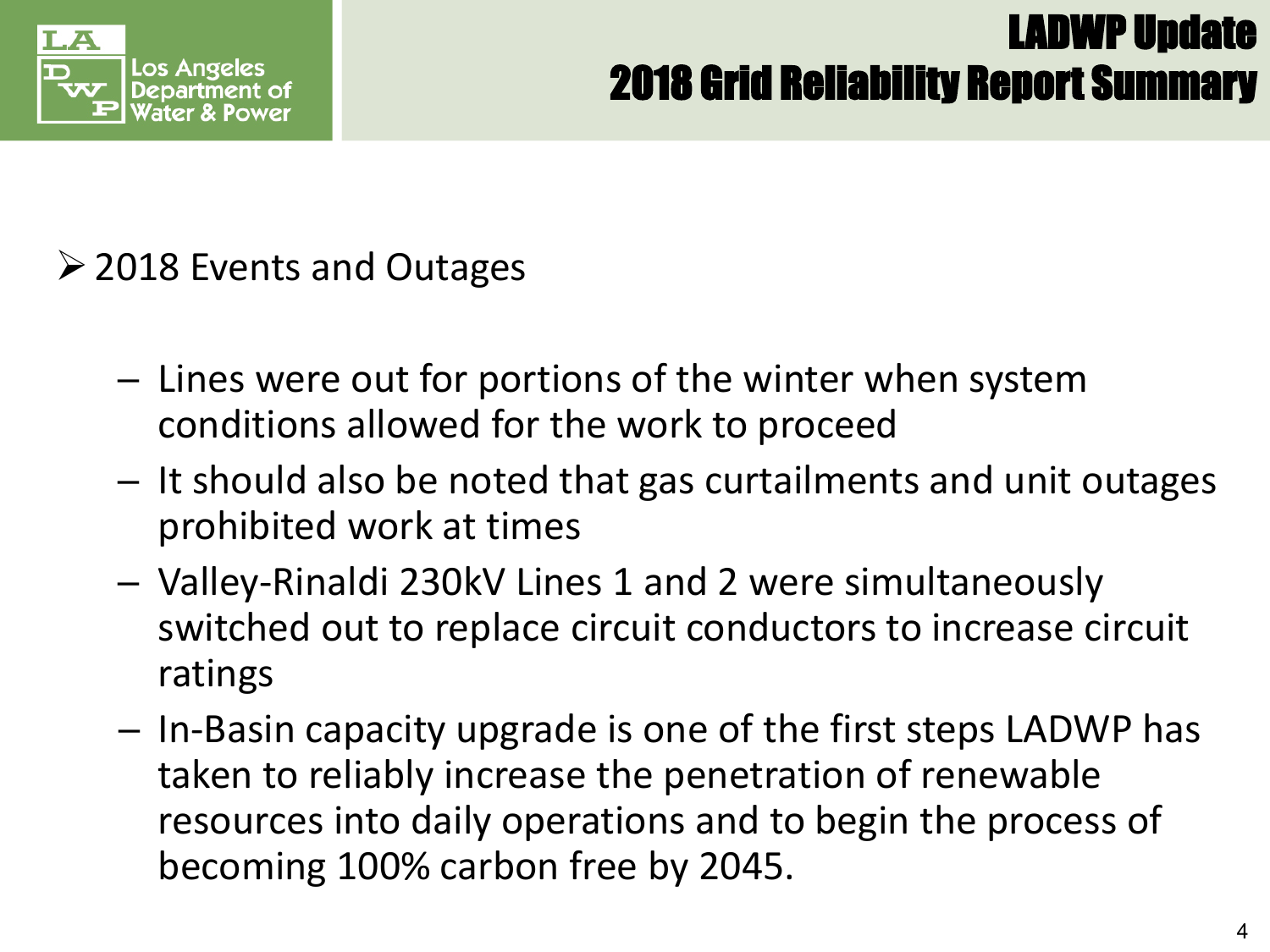# LADWP Update
## 2018 Grid Reliability Report Summary

- 2018 Events and Outages

  - Lines were out for portions of the winter when system conditions allowed for the work to proceed
  - It should also be noted that gas curtailments and unit outages prohibited work at times
  - Valley-Rinaldi 230kV Lines 1 and 2 were simultaneously switched out to replace circuit conductors to increase circuit ratings
  - In-Basin capacity upgrade is one of the first steps LADWP has taken to reliably increase the penetration of renewable resources into daily operations and to begin the process of becoming 100% carbon free by 2045.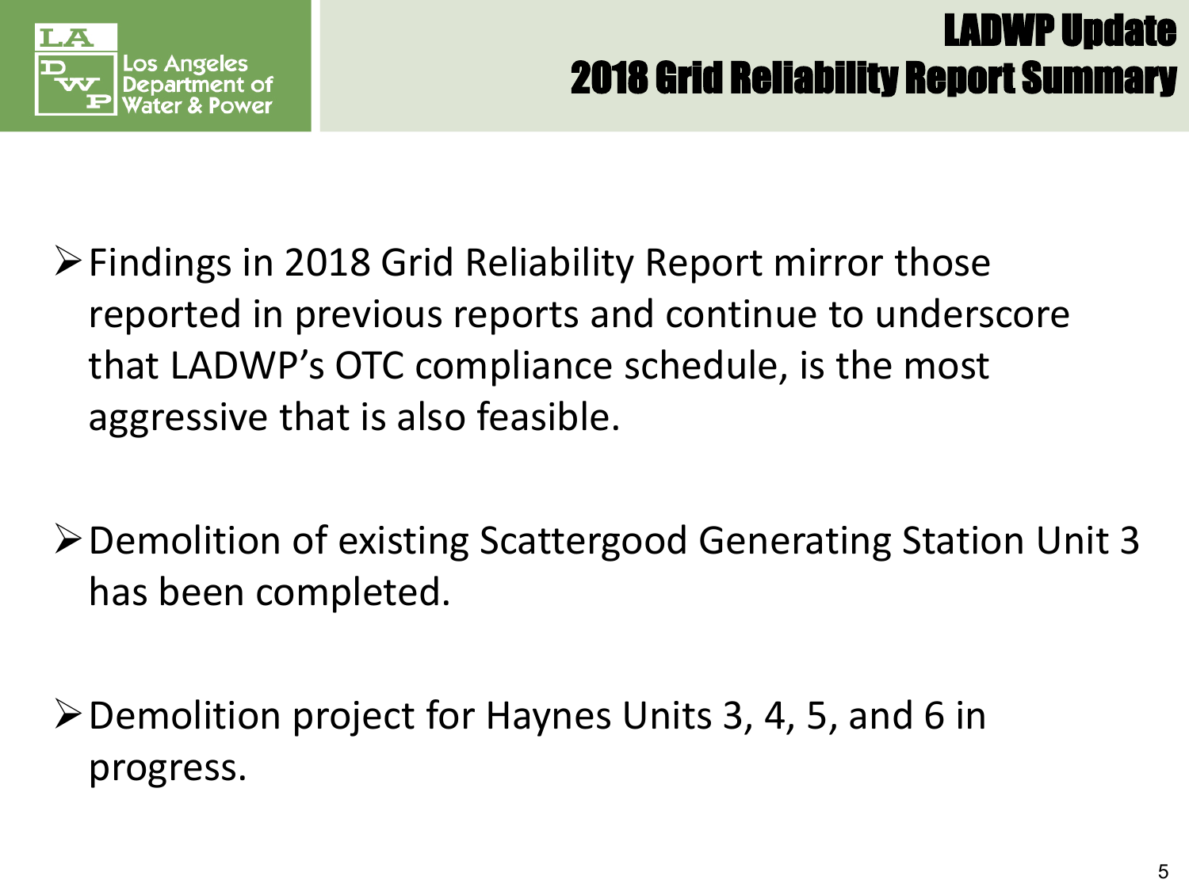# LADWP Update
## 2018 Grid Reliability Report Summary

- Findings in 2018 Grid Reliability Report mirror those reported in previous reports and continue to underscore that LADWP's OTC compliance schedule, is the most aggressive that is also feasible.

- Demolition of existing Scattergood Generating Station Unit 3 has been completed.

- Demolition project for Haynes Units 3, 4, 5, and 6 in progress.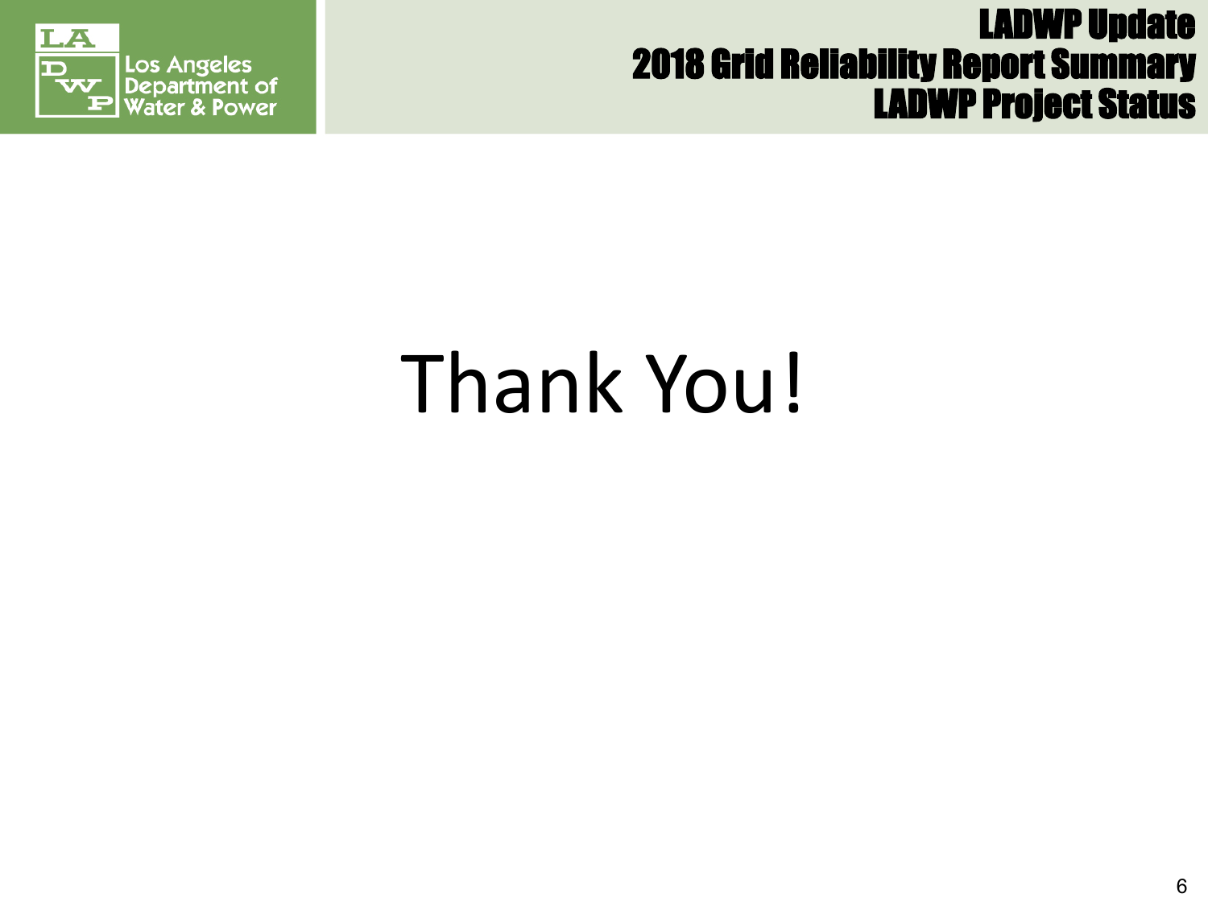# Thank You!